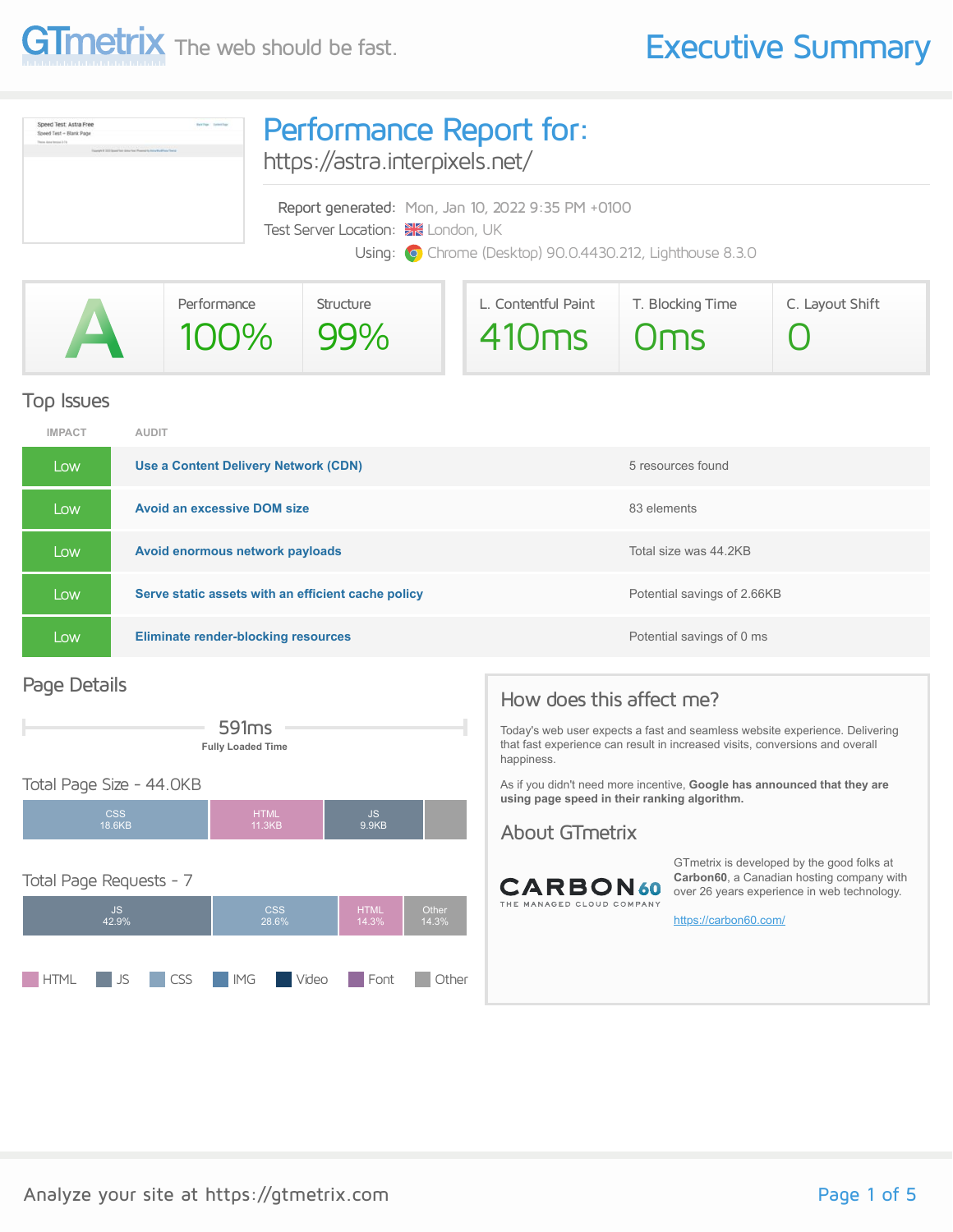GTmetrix The web should be fast.

# Executive Summary

## Performance Report for:

https://astra.interpixels.net/

Report generated: Mon, Jan 10, 2022 9:35 PM +0100
Test Server Location: London, UK
Using: Chrome (Desktop) 90.0.4430.212, Lighthouse 8.3.0

| Grade | Performance | Structure | L. Contentful Paint | T. Blocking Time | C. Layout Shift |
|---|---|---|---|---|---|
| A | 100% | 99% | 410ms | 0ms | 0 |

## Top Issues

| IMPACT | AUDIT | |
|---|---|---|
| Low | **Use a Content Delivery Network (CDN)** | 5 resources found |
| Low | **Avoid an excessive DOM size** | 83 elements |
| Low | **Avoid enormous network payloads** | Total size was 44.2KB |
| Low | **Serve static assets with an efficient cache policy** | Potential savings of 2.66KB |
| Low | **Eliminate render-blocking resources** | Potential savings of 0 ms |

## Page Details

591ms
**Fully Loaded Time**

### Total Page Size - 44.0KB

CSS 18.6KB | HTML 11.3KB | JS 9.9KB

### Total Page Requests - 7

JS 42.9% | CSS 28.6% | HTML 14.3% | Other 14.3%

HTML | JS | CSS | IMG | Video | Font | Other

## How does this affect me?

Today's web user expects a fast and seamless website experience. Delivering that fast experience can result in increased visits, conversions and overall happiness.

As if you didn't need more incentive, **Google has announced that they are using page speed in their ranking algorithm.**

## About GTmetrix

CARBON60 THE MANAGED CLOUD COMPANY

GTmetrix is developed by the good folks at **Carbon60**, a Canadian hosting company with over 26 years experience in web technology.

https://carbon60.com/

Analyze your site at https://gtmetrix.com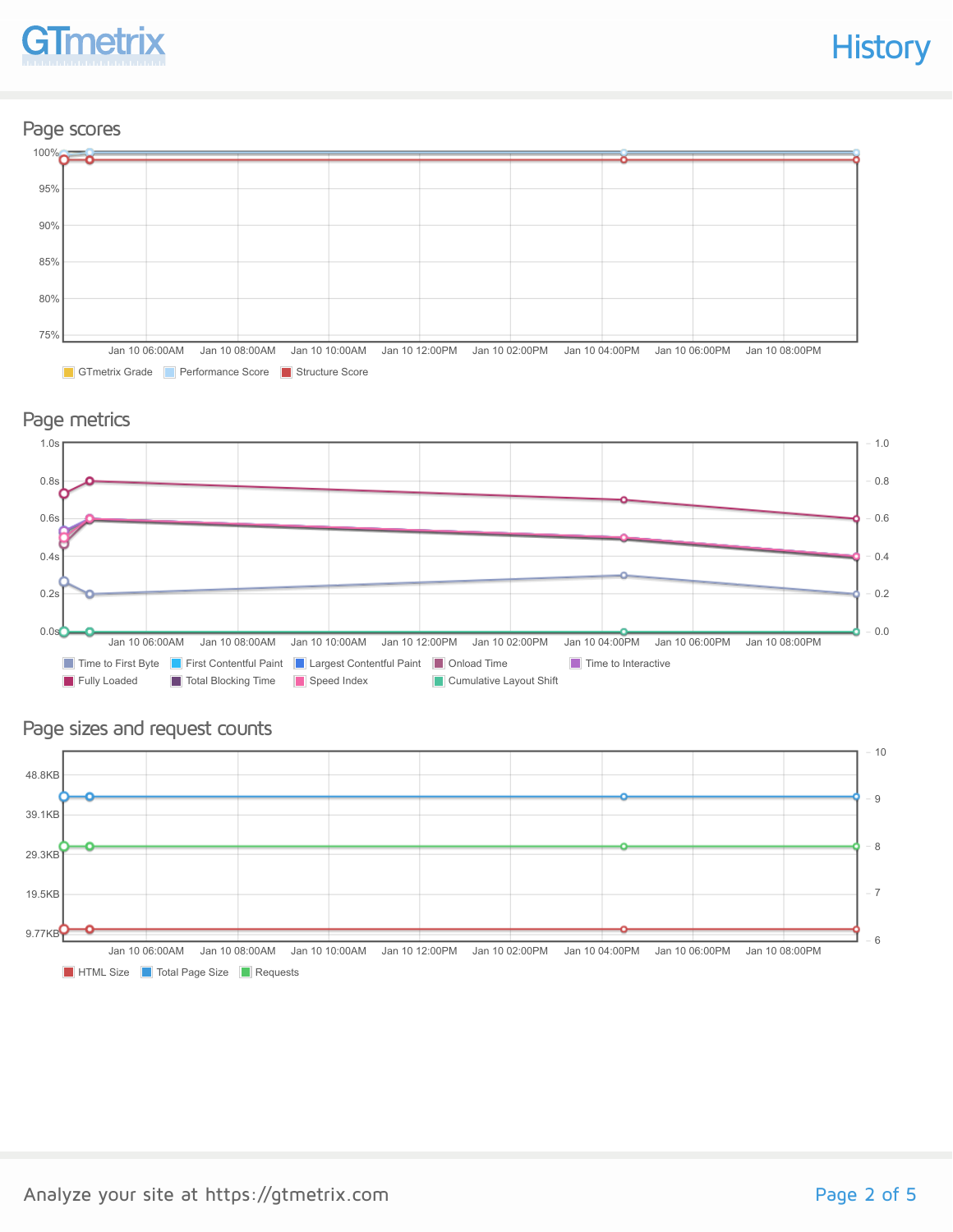# History

## Page scores

100%
95%
90%
85%
80%
75%

Jan 10 06:00AM | Jan 10 08:00AM | Jan 10 10:00AM | Jan 10 12:00PM | Jan 10 02:00PM | Jan 10 04:00PM | Jan 10 06:00PM | Jan 10 08:00PM

GTmetrix Grade | Performance Score | Structure Score

## Page metrics

1.0s | 0.8s | 0.6s | 0.4s | 0.2s | 0.0s

1.0 | 0.8 | 0.6 | 0.4 | 0.2 | 0.0

Jan 10 06:00AM | Jan 10 08:00AM | Jan 10 10:00AM | Jan 10 12:00PM | Jan 10 02:00PM | Jan 10 04:00PM | Jan 10 06:00PM | Jan 10 08:00PM

Time to First Byte | First Contentful Paint | Largest Contentful Paint | Onload Time | Time to Interactive | Fully Loaded | Total Blocking Time | Speed Index | Cumulative Layout Shift

## Page sizes and request counts

48.8KB | 39.1KB | 29.3KB | 19.5KB | 9.77KB

10 | 9 | 8 | 7 | 6

Jan 10 06:00AM | Jan 10 08:00AM | Jan 10 10:00AM | Jan 10 12:00PM | Jan 10 02:00PM | Jan 10 04:00PM | Jan 10 06:00PM | Jan 10 08:00PM

HTML Size | Total Page Size | Requests

Analyze your site at https://gtmetrix.com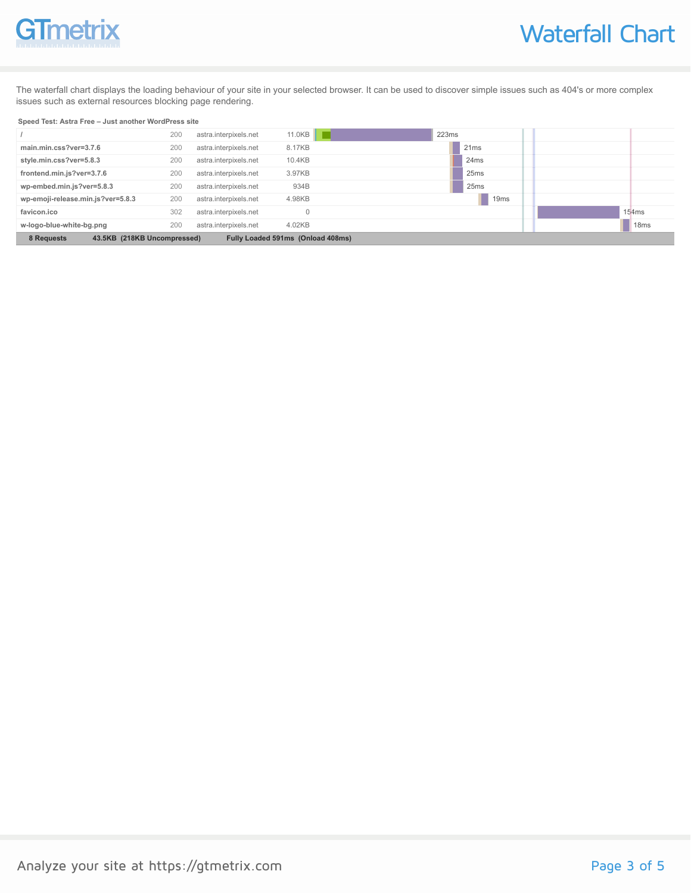# Waterfall Chart

The waterfall chart displays the loading behaviour of your site in your selected browser. It can be used to discover simple issues such as 404's or more complex issues such as external resources blocking page rendering.

**Speed Test: Astra Free – Just another WordPress site**

| Resource | Status | Domain | Size | Time |
|---|---|---|---|---|
| / | 200 | astra.interpixels.net | 11.0KB | 223ms |
| main.min.css?ver=3.7.6 | 200 | astra.interpixels.net | 8.17KB | 21ms |
| style.min.css?ver=5.8.3 | 200 | astra.interpixels.net | 10.4KB | 24ms |
| frontend.min.js?ver=3.7.6 | 200 | astra.interpixels.net | 3.97KB | 25ms |
| wp-embed.min.js?ver=5.8.3 | 200 | astra.interpixels.net | 934B | 25ms |
| wp-emoji-release.min.js?ver=5.8.3 | 200 | astra.interpixels.net | 4.98KB | 19ms |
| favicon.ico | 302 | astra.interpixels.net | 0 | 154ms |
| w-logo-blue-white-bg.png | 200 | astra.interpixels.net | 4.02KB | 18ms |
| **8 Requests** | | | **43.5KB (218KB Uncompressed)** | **Fully Loaded 591ms (Onload 408ms)** |

Analyze your site at https://gtmetrix.com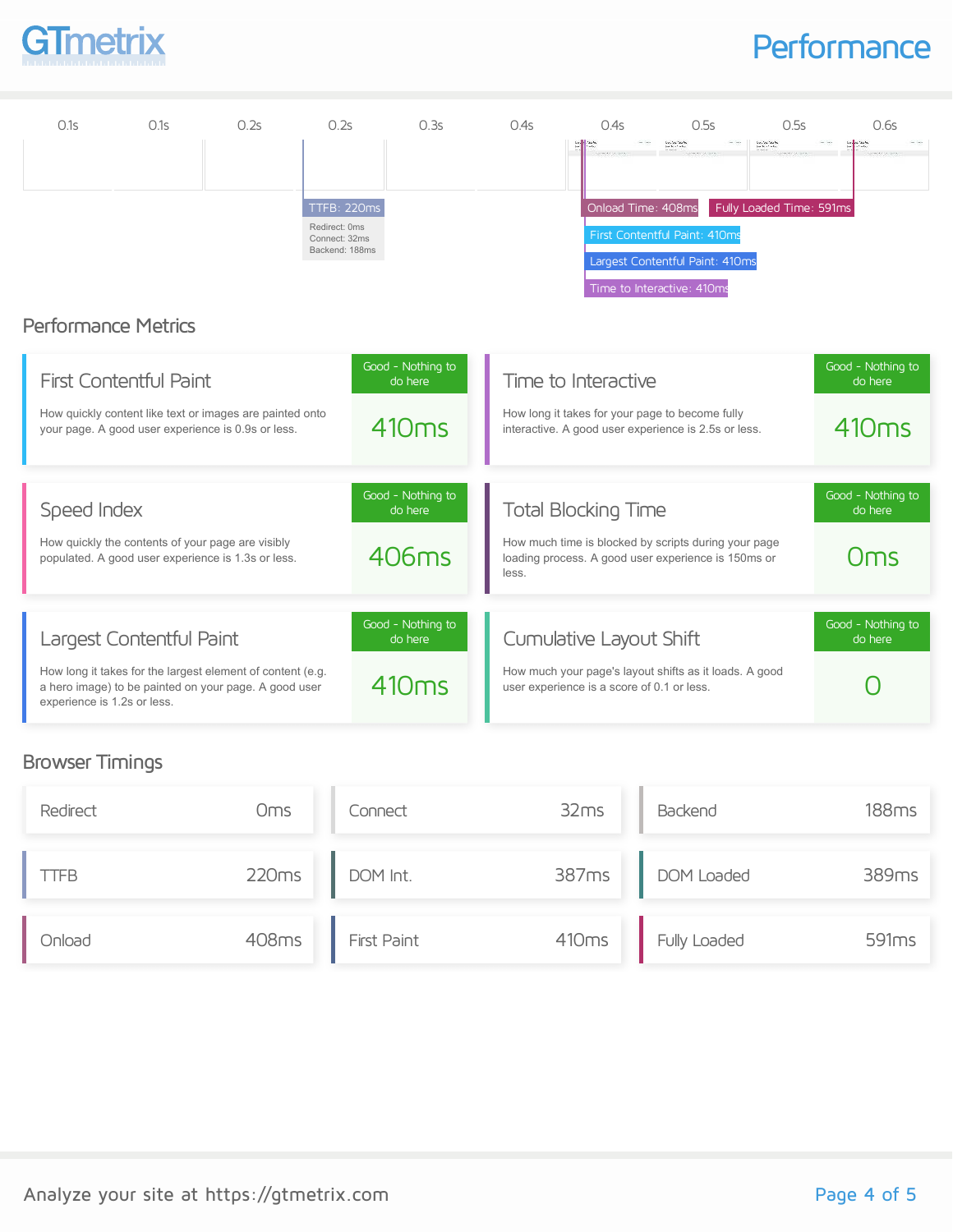# Performance

| 0.1s | 0.1s | 0.2s | 0.2s | 0.3s | 0.4s | 0.4s | 0.5s | 0.5s | 0.6s |
|---|---|---|---|---|---|---|---|---|---|

TTFB: 220ms
Redirect: 0ms
Connect: 32ms
Backend: 188ms

Onload Time: 408ms

Fully Loaded Time: 591ms

First Contentful Paint: 410ms

Largest Contentful Paint: 410ms

Time to Interactive: 410ms

## Performance Metrics

### First Contentful Paint

How quickly content like text or images are painted onto your page. A good user experience is 0.9s or less.

Good - Nothing to do here

**410ms**

### Time to Interactive

How long it takes for your page to become fully interactive. A good user experience is 2.5s or less.

Good - Nothing to do here

**410ms**

### Speed Index

How quickly the contents of your page are visibly populated. A good user experience is 1.3s or less.

Good - Nothing to do here

**406ms**

### Total Blocking Time

How much time is blocked by scripts during your page loading process. A good user experience is 150ms or less.

Good - Nothing to do here

**0ms**

### Largest Contentful Paint

How long it takes for the largest element of content (e.g. a hero image) to be painted on your page. A good user experience is 1.2s or less.

Good - Nothing to do here

**410ms**

### Cumulative Layout Shift

How much your page's layout shifts as it loads. A good user experience is a score of 0.1 or less.

Good - Nothing to do here

**0**

## Browser Timings

| Timing | Value |
|---|---|
| Redirect | 0ms |
| Connect | 32ms |
| Backend | 188ms |
| TTFB | 220ms |
| DOM Int. | 387ms |
| DOM Loaded | 389ms |
| Onload | 408ms |
| First Paint | 410ms |
| Fully Loaded | 591ms |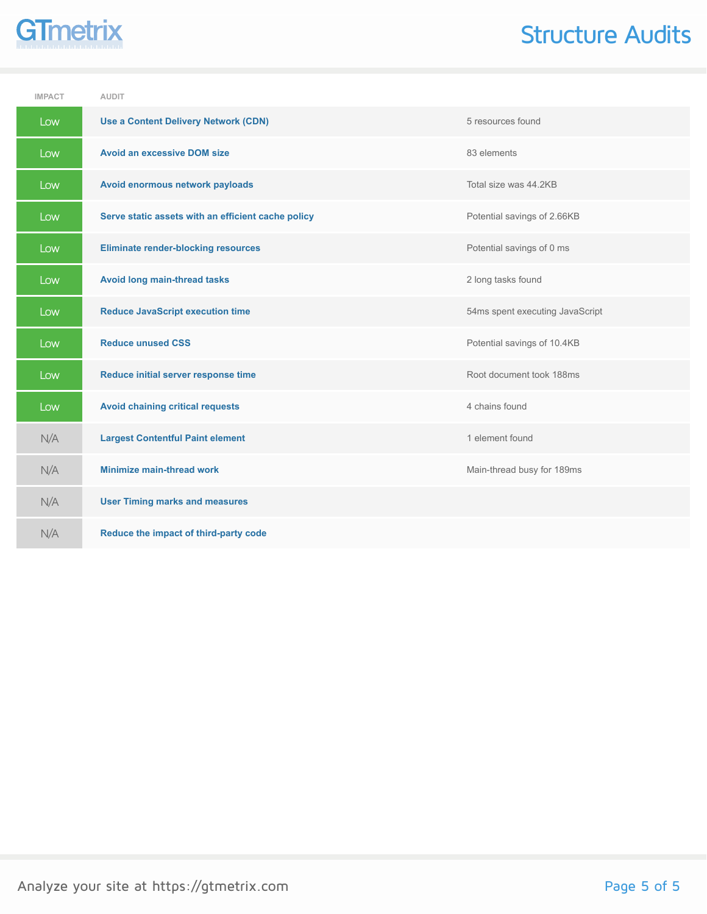# Structure Audits

| IMPACT | AUDIT | |
|---|---|---|
| Low | **Use a Content Delivery Network (CDN)** | 5 resources found |
| Low | **Avoid an excessive DOM size** | 83 elements |
| Low | **Avoid enormous network payloads** | Total size was 44.2KB |
| Low | **Serve static assets with an efficient cache policy** | Potential savings of 2.66KB |
| Low | **Eliminate render-blocking resources** | Potential savings of 0 ms |
| Low | **Avoid long main-thread tasks** | 2 long tasks found |
| Low | **Reduce JavaScript execution time** | 54ms spent executing JavaScript |
| Low | **Reduce unused CSS** | Potential savings of 10.4KB |
| Low | **Reduce initial server response time** | Root document took 188ms |
| Low | **Avoid chaining critical requests** | 4 chains found |
| N/A | **Largest Contentful Paint element** | 1 element found |
| N/A | **Minimize main-thread work** | Main-thread busy for 189ms |
| N/A | **User Timing marks and measures** | |
| N/A | **Reduce the impact of third-party code** | |

Analyze your site at https://gtmetrix.com